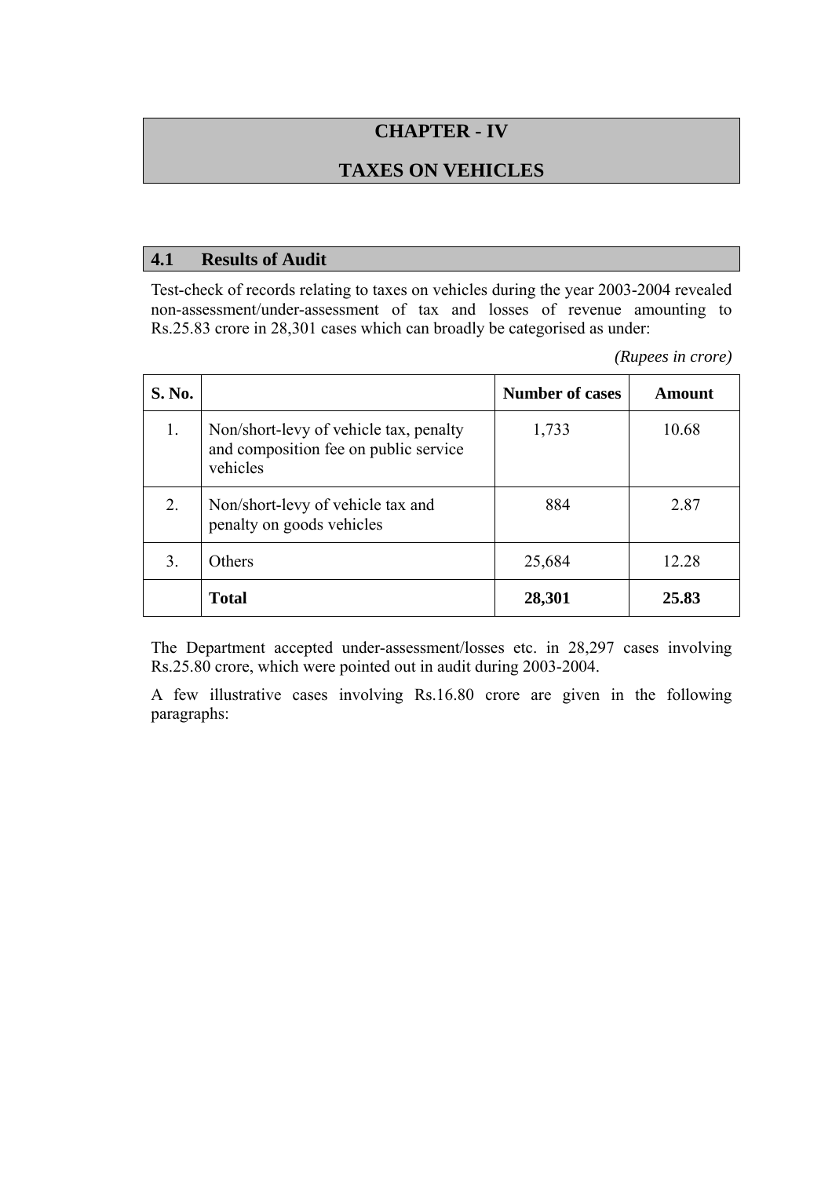# CHAPTER - IV

# TAXES ON VEHICLES

## 4.1 Results of Audit

Test-check of records relating to taxes on vehicles during the year 2003-2004 revealed non-assessment/under-assessment of tax and losses of revenue amounting to Rs.25.83 crore in 28,301 cases which can broadly be categorised as under:

*(Rupees in crore)*

| S. No. | | Number of cases | Amount |
|---|---|---|---|
| 1. | Non/short-levy of vehicle tax, penalty and composition fee on public service vehicles | 1,733 | 10.68 |
| 2. | Non/short-levy of vehicle tax and penalty on goods vehicles | 884 | 2.87 |
| 3. | Others | 25,684 | 12.28 |
| | **Total** | **28,301** | **25.83** |

The Department accepted under-assessment/losses etc. in 28,297 cases involving Rs.25.80 crore, which were pointed out in audit during 2003-2004.

A few illustrative cases involving Rs.16.80 crore are given in the following paragraphs: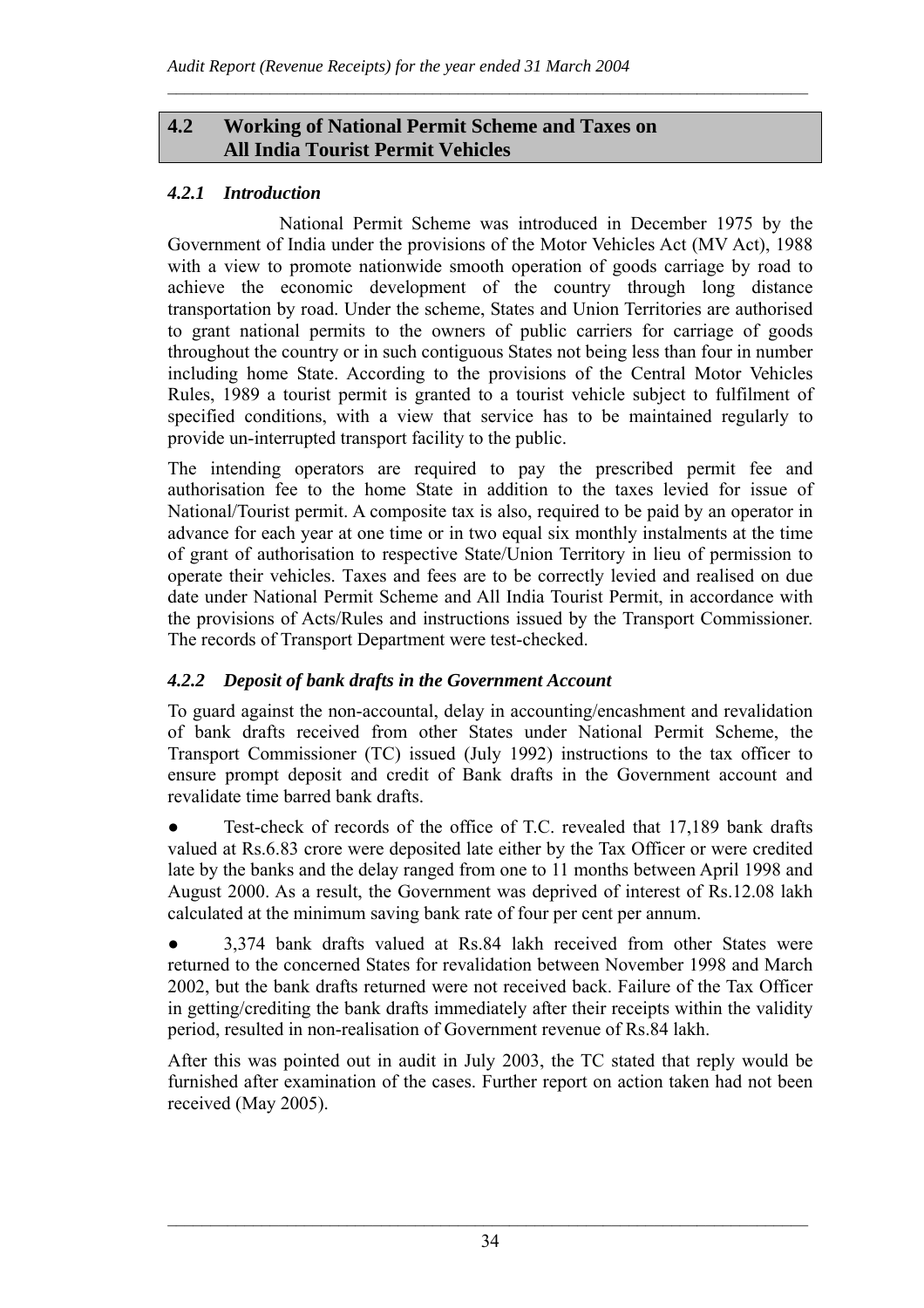## 4.2 Working of National Permit Scheme and Taxes on All India Tourist Permit Vehicles

### *4.2.1 Introduction*

National Permit Scheme was introduced in December 1975 by the Government of India under the provisions of the Motor Vehicles Act (MV Act), 1988 with a view to promote nationwide smooth operation of goods carriage by road to achieve the economic development of the country through long distance transportation by road. Under the scheme, States and Union Territories are authorised to grant national permits to the owners of public carriers for carriage of goods throughout the country or in such contiguous States not being less than four in number including home State. According to the provisions of the Central Motor Vehicles Rules, 1989 a tourist permit is granted to a tourist vehicle subject to fulfilment of specified conditions, with a view that service has to be maintained regularly to provide un-interrupted transport facility to the public.

The intending operators are required to pay the prescribed permit fee and authorisation fee to the home State in addition to the taxes levied for issue of National/Tourist permit. A composite tax is also, required to be paid by an operator in advance for each year at one time or in two equal six monthly instalments at the time of grant of authorisation to respective State/Union Territory in lieu of permission to operate their vehicles. Taxes and fees are to be correctly levied and realised on due date under National Permit Scheme and All India Tourist Permit, in accordance with the provisions of Acts/Rules and instructions issued by the Transport Commissioner. The records of Transport Department were test-checked.

### *4.2.2 Deposit of bank drafts in the Government Account*

To guard against the non-accountal, delay in accounting/encashment and revalidation of bank drafts received from other States under National Permit Scheme, the Transport Commissioner (TC) issued (July 1992) instructions to the tax officer to ensure prompt deposit and credit of Bank drafts in the Government account and revalidate time barred bank drafts.

- Test-check of records of the office of T.C. revealed that 17,189 bank drafts valued at Rs.6.83 crore were deposited late either by the Tax Officer or were credited late by the banks and the delay ranged from one to 11 months between April 1998 and August 2000. As a result, the Government was deprived of interest of Rs.12.08 lakh calculated at the minimum saving bank rate of four per cent per annum.

- 3,374 bank drafts valued at Rs.84 lakh received from other States were returned to the concerned States for revalidation between November 1998 and March 2002, but the bank drafts returned were not received back. Failure of the Tax Officer in getting/crediting the bank drafts immediately after their receipts within the validity period, resulted in non-realisation of Government revenue of Rs.84 lakh.

After this was pointed out in audit in July 2003, the TC stated that reply would be furnished after examination of the cases. Further report on action taken had not been received (May 2005).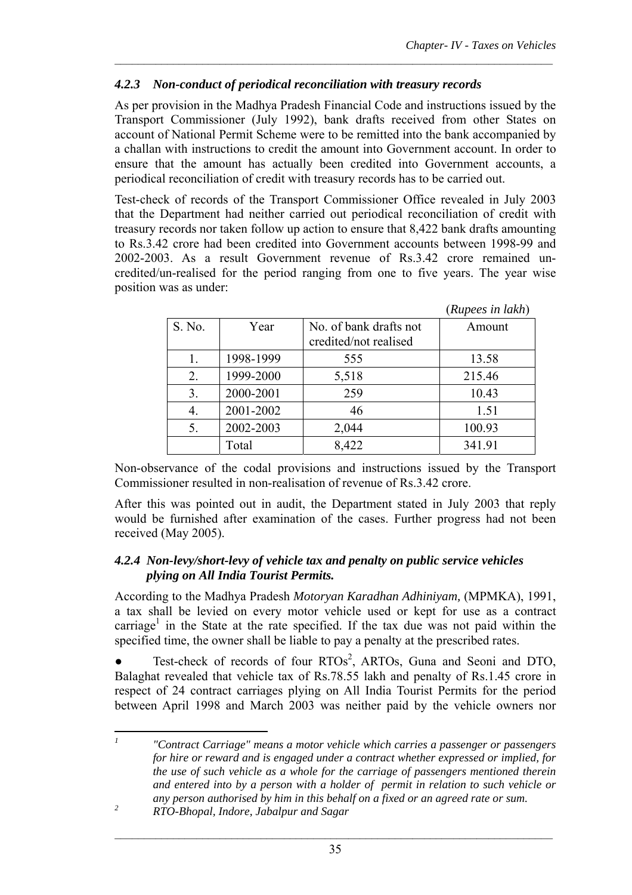### *4.2.3 Non-conduct of periodical reconciliation with treasury records*

As per provision in the Madhya Pradesh Financial Code and instructions issued by the Transport Commissioner (July 1992), bank drafts received from other States on account of National Permit Scheme were to be remitted into the bank accompanied by a challan with instructions to credit the amount into Government account. In order to ensure that the amount has actually been credited into Government accounts, a periodical reconciliation of credit with treasury records has to be carried out.

Test-check of records of the Transport Commissioner Office revealed in July 2003 that the Department had neither carried out periodical reconciliation of credit with treasury records nor taken follow up action to ensure that 8,422 bank drafts amounting to Rs.3.42 crore had been credited into Government accounts between 1998-99 and 2002-2003. As a result Government revenue of Rs.3.42 crore remained un-credited/un-realised for the period ranging from one to five years. The year wise position was as under:

(*Rupees in lakh*)

| S. No. | Year | No. of bank drafts not credited/not realised | Amount |
|---|---|---|---|
| 1. | 1998-1999 | 555 | 13.58 |
| 2. | 1999-2000 | 5,518 | 215.46 |
| 3. | 2000-2001 | 259 | 10.43 |
| 4. | 2001-2002 | 46 | 1.51 |
| 5. | 2002-2003 | 2,044 | 100.93 |
| | Total | 8,422 | 341.91 |

Non-observance of the codal provisions and instructions issued by the Transport Commissioner resulted in non-realisation of revenue of Rs.3.42 crore.

After this was pointed out in audit, the Department stated in July 2003 that reply would be furnished after examination of the cases. Further progress had not been received (May 2005).

### *4.2.4 Non-levy/short-levy of vehicle tax and penalty on public service vehicles plying on All India Tourist Permits.*

According to the Madhya Pradesh *Motoryan Karadhan Adhiniyam,* (MPMKA), 1991, a tax shall be levied on every motor vehicle used or kept for use as a contract carriage[1] in the State at the rate specified. If the tax due was not paid within the specified time, the owner shall be liable to pay a penalty at the prescribed rates.

- Test-check of records of four RTOs[2], ARTOs, Guna and Seoni and DTO, Balaghat revealed that vehicle tax of Rs.78.55 lakh and penalty of Rs.1.45 crore in respect of 24 contract carriages plying on All India Tourist Permits for the period between April 1998 and March 2003 was neither paid by the vehicle owners nor

---

[1] *"Contract Carriage" means a motor vehicle which carries a passenger or passengers for hire or reward and is engaged under a contract whether expressed or implied, for the use of such vehicle as a whole for the carriage of passengers mentioned therein and entered into by a person with a holder of permit in relation to such vehicle or any person authorised by him in this behalf on a fixed or an agreed rate or sum.*

[2] *RTO-Bhopal, Indore, Jabalpur and Sagar*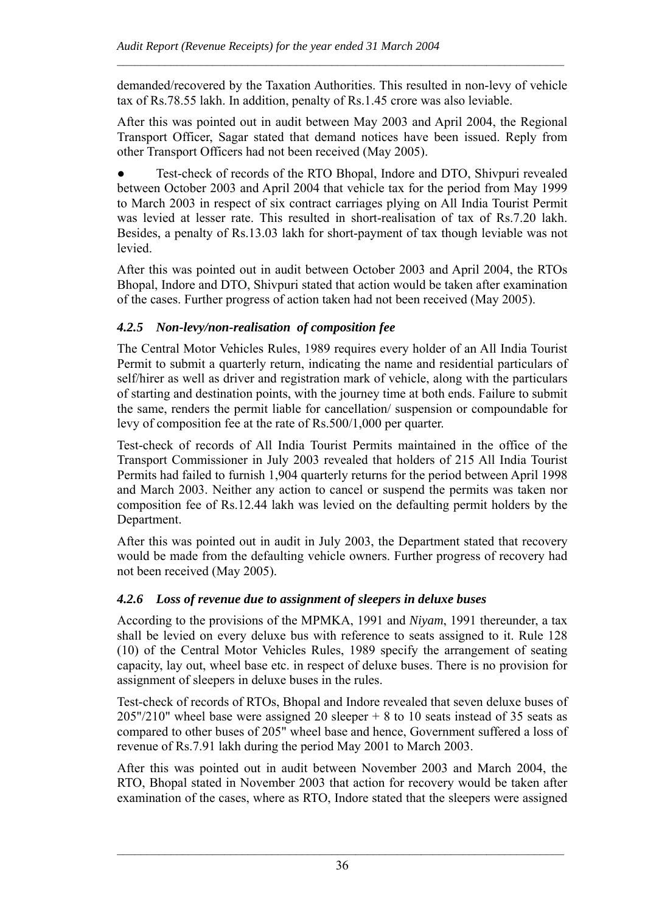demanded/recovered by the Taxation Authorities. This resulted in non-levy of vehicle tax of Rs.78.55 lakh. In addition, penalty of Rs.1.45 crore was also leviable.

After this was pointed out in audit between May 2003 and April 2004, the Regional Transport Officer, Sagar stated that demand notices have been issued. Reply from other Transport Officers had not been received (May 2005).

- Test-check of records of the RTO Bhopal, Indore and DTO, Shivpuri revealed between October 2003 and April 2004 that vehicle tax for the period from May 1999 to March 2003 in respect of six contract carriages plying on All India Tourist Permit was levied at lesser rate. This resulted in short-realisation of tax of Rs.7.20 lakh. Besides, a penalty of Rs.13.03 lakh for short-payment of tax though leviable was not levied.

After this was pointed out in audit between October 2003 and April 2004, the RTOs Bhopal, Indore and DTO, Shivpuri stated that action would be taken after examination of the cases. Further progress of action taken had not been received (May 2005).

### *4.2.5 Non-levy/non-realisation of composition fee*

The Central Motor Vehicles Rules, 1989 requires every holder of an All India Tourist Permit to submit a quarterly return, indicating the name and residential particulars of self/hirer as well as driver and registration mark of vehicle, along with the particulars of starting and destination points, with the journey time at both ends. Failure to submit the same, renders the permit liable for cancellation/ suspension or compoundable for levy of composition fee at the rate of Rs.500/1,000 per quarter.

Test-check of records of All India Tourist Permits maintained in the office of the Transport Commissioner in July 2003 revealed that holders of 215 All India Tourist Permits had failed to furnish 1,904 quarterly returns for the period between April 1998 and March 2003. Neither any action to cancel or suspend the permits was taken nor composition fee of Rs.12.44 lakh was levied on the defaulting permit holders by the Department.

After this was pointed out in audit in July 2003, the Department stated that recovery would be made from the defaulting vehicle owners. Further progress of recovery had not been received (May 2005).

### *4.2.6 Loss of revenue due to assignment of sleepers in deluxe buses*

According to the provisions of the MPMKA, 1991 and *Niyam*, 1991 thereunder, a tax shall be levied on every deluxe bus with reference to seats assigned to it. Rule 128 (10) of the Central Motor Vehicles Rules, 1989 specify the arrangement of seating capacity, lay out, wheel base etc. in respect of deluxe buses. There is no provision for assignment of sleepers in deluxe buses in the rules.

Test-check of records of RTOs, Bhopal and Indore revealed that seven deluxe buses of 205"/210" wheel base were assigned 20 sleeper + 8 to 10 seats instead of 35 seats as compared to other buses of 205" wheel base and hence, Government suffered a loss of revenue of Rs.7.91 lakh during the period May 2001 to March 2003.

After this was pointed out in audit between November 2003 and March 2004, the RTO, Bhopal stated in November 2003 that action for recovery would be taken after examination of the cases, where as RTO, Indore stated that the sleepers were assigned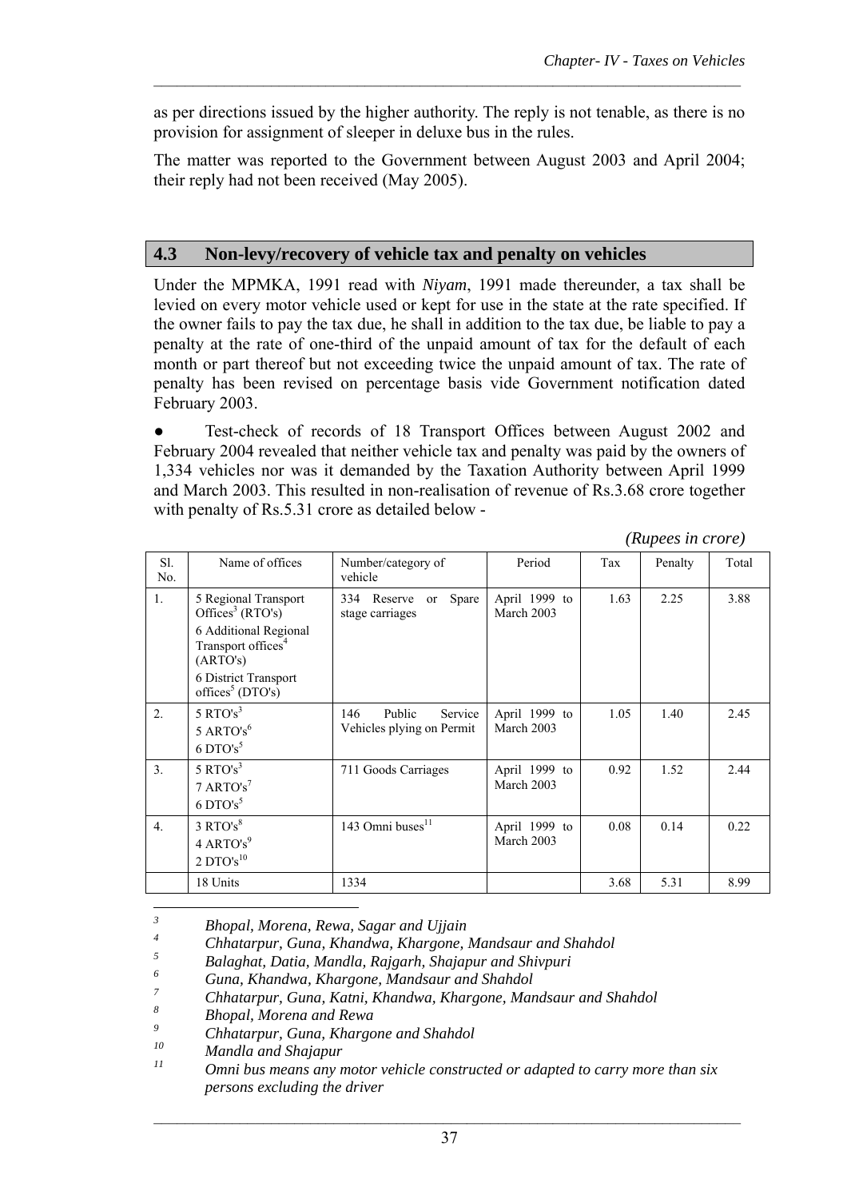as per directions issued by the higher authority. The reply is not tenable, as there is no provision for assignment of sleeper in deluxe bus in the rules.

The matter was reported to the Government between August 2003 and April 2004; their reply had not been received (May 2005).

## 4.3 Non-levy/recovery of vehicle tax and penalty on vehicles

Under the MPMKA, 1991 read with *Niyam*, 1991 made thereunder, a tax shall be levied on every motor vehicle used or kept for use in the state at the rate specified. If the owner fails to pay the tax due, he shall in addition to the tax due, be liable to pay a penalty at the rate of one-third of the unpaid amount of tax for the default of each month or part thereof but not exceeding twice the unpaid amount of tax. The rate of penalty has been revised on percentage basis vide Government notification dated February 2003.

● Test-check of records of 18 Transport Offices between August 2002 and February 2004 revealed that neither vehicle tax and penalty was paid by the owners of 1,334 vehicles nor was it demanded by the Taxation Authority between April 1999 and March 2003. This resulted in non-realisation of revenue of Rs.3.68 crore together with penalty of Rs.5.31 crore as detailed below -

*(Rupees in crore)*

| Sl. No. | Name of offices | Number/category of vehicle | Period | Tax | Penalty | Total |
|---|---|---|---|---|---|---|
| 1. | 5 Regional Transport Offices[3] (RTO's)<br>6 Additional Regional Transport offices[4] (ARTO's)<br>6 District Transport offices[5] (DTO's) | 334 Reserve or Spare stage carriages | April 1999 to March 2003 | 1.63 | 2.25 | 3.88 |
| 2. | 5 RTO's[3]<br>5 ARTO's[6]<br>6 DTO's[5] | 146 Public Service Vehicles plying on Permit | April 1999 to March 2003 | 1.05 | 1.40 | 2.45 |
| 3. | 5 RTO's[3]<br>7 ARTO's[7]<br>6 DTO's[5] | 711 Goods Carriages | April 1999 to March 2003 | 0.92 | 1.52 | 2.44 |
| 4. | 3 RTO's[8]<br>4 ARTO's[9]<br>2 DTO's[10] | 143 Omni buses[11] | April 1999 to March 2003 | 0.08 | 0.14 | 0.22 |
| | 18 Units | 1334 | | 3.68 | 5.31 | 8.99 |

---

[3] *Bhopal, Morena, Rewa, Sagar and Ujjain*

[4] *Chhatarpur, Guna, Khandwa, Khargone, Mandsaur and Shahdol*

[5] *Balaghat, Datia, Mandla, Rajgarh, Shajapur and Shivpuri*

[6] *Guna, Khandwa, Khargone, Mandsaur and Shahdol*

[7] *Chhatarpur, Guna, Katni, Khandwa, Khargone, Mandsaur and Shahdol*

[8] *Bhopal, Morena and Rewa*

[9] *Chhatarpur, Guna, Khargone and Shahdol*

[10] *Mandla and Shajapur*

[11] *Omni bus means any motor vehicle constructed or adapted to carry more than six persons excluding the driver*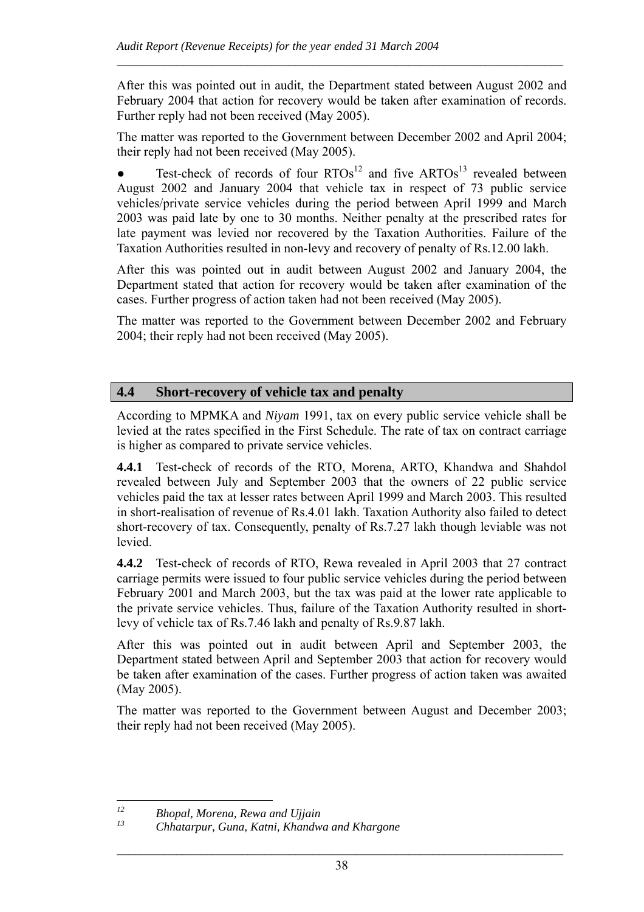After this was pointed out in audit, the Department stated between August 2002 and February 2004 that action for recovery would be taken after examination of records. Further reply had not been received (May 2005).

The matter was reported to the Government between December 2002 and April 2004; their reply had not been received (May 2005).

- Test-check of records of four RTOs[12] and five ARTOs[13] revealed between August 2002 and January 2004 that vehicle tax in respect of 73 public service vehicles/private service vehicles during the period between April 1999 and March 2003 was paid late by one to 30 months. Neither penalty at the prescribed rates for late payment was levied nor recovered by the Taxation Authorities. Failure of the Taxation Authorities resulted in non-levy and recovery of penalty of Rs.12.00 lakh.

After this was pointed out in audit between August 2002 and January 2004, the Department stated that action for recovery would be taken after examination of the cases. Further progress of action taken had not been received (May 2005).

The matter was reported to the Government between December 2002 and February 2004; their reply had not been received (May 2005).

## 4.4 Short-recovery of vehicle tax and penalty

According to MPMKA and *Niyam* 1991, tax on every public service vehicle shall be levied at the rates specified in the First Schedule. The rate of tax on contract carriage is higher as compared to private service vehicles.

**4.4.1** Test-check of records of the RTO, Morena, ARTO, Khandwa and Shahdol revealed between July and September 2003 that the owners of 22 public service vehicles paid the tax at lesser rates between April 1999 and March 2003. This resulted in short-realisation of revenue of Rs.4.01 lakh. Taxation Authority also failed to detect short-recovery of tax. Consequently, penalty of Rs.7.27 lakh though leviable was not levied.

**4.4.2** Test-check of records of RTO, Rewa revealed in April 2003 that 27 contract carriage permits were issued to four public service vehicles during the period between February 2001 and March 2003, but the tax was paid at the lower rate applicable to the private service vehicles. Thus, failure of the Taxation Authority resulted in short-levy of vehicle tax of Rs.7.46 lakh and penalty of Rs.9.87 lakh.

After this was pointed out in audit between April and September 2003, the Department stated between April and September 2003 that action for recovery would be taken after examination of the cases. Further progress of action taken was awaited (May 2005).

The matter was reported to the Government between August and December 2003; their reply had not been received (May 2005).

---

[12] *Bhopal, Morena, Rewa and Ujjain*

[13] *Chhatarpur, Guna, Katni, Khandwa and Khargone*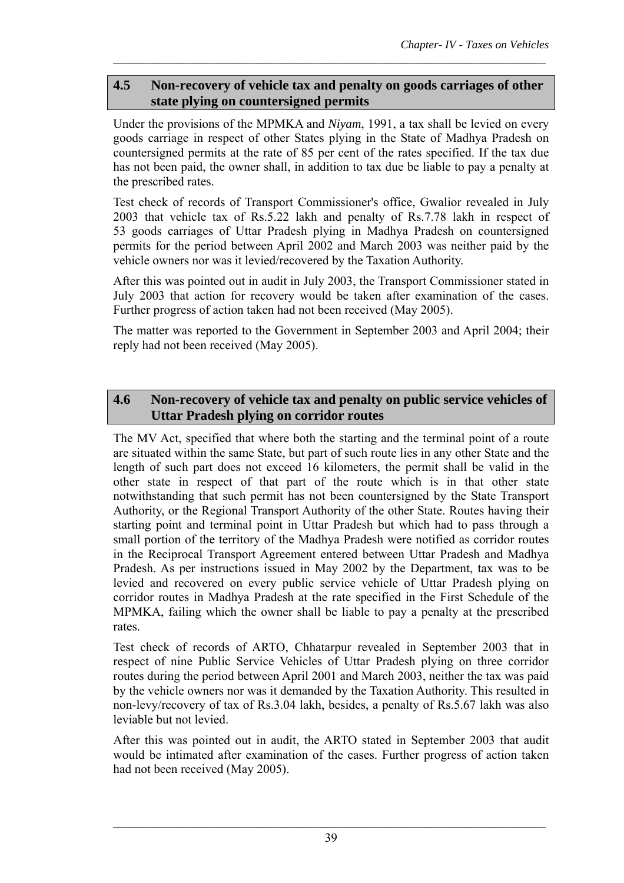## 4.5 Non-recovery of vehicle tax and penalty on goods carriages of other state plying on countersigned permits

Under the provisions of the MPMKA and *Niyam*, 1991, a tax shall be levied on every goods carriage in respect of other States plying in the State of Madhya Pradesh on countersigned permits at the rate of 85 per cent of the rates specified. If the tax due has not been paid, the owner shall, in addition to tax due be liable to pay a penalty at the prescribed rates.

Test check of records of Transport Commissioner's office, Gwalior revealed in July 2003 that vehicle tax of Rs.5.22 lakh and penalty of Rs.7.78 lakh in respect of 53 goods carriages of Uttar Pradesh plying in Madhya Pradesh on countersigned permits for the period between April 2002 and March 2003 was neither paid by the vehicle owners nor was it levied/recovered by the Taxation Authority.

After this was pointed out in audit in July 2003, the Transport Commissioner stated in July 2003 that action for recovery would be taken after examination of the cases. Further progress of action taken had not been received (May 2005).

The matter was reported to the Government in September 2003 and April 2004; their reply had not been received (May 2005).

## 4.6 Non-recovery of vehicle tax and penalty on public service vehicles of Uttar Pradesh plying on corridor routes

The MV Act, specified that where both the starting and the terminal point of a route are situated within the same State, but part of such route lies in any other State and the length of such part does not exceed 16 kilometers, the permit shall be valid in the other state in respect of that part of the route which is in that other state notwithstanding that such permit has not been countersigned by the State Transport Authority, or the Regional Transport Authority of the other State. Routes having their starting point and terminal point in Uttar Pradesh but which had to pass through a small portion of the territory of the Madhya Pradesh were notified as corridor routes in the Reciprocal Transport Agreement entered between Uttar Pradesh and Madhya Pradesh. As per instructions issued in May 2002 by the Department, tax was to be levied and recovered on every public service vehicle of Uttar Pradesh plying on corridor routes in Madhya Pradesh at the rate specified in the First Schedule of the MPMKA, failing which the owner shall be liable to pay a penalty at the prescribed rates.

Test check of records of ARTO, Chhatarpur revealed in September 2003 that in respect of nine Public Service Vehicles of Uttar Pradesh plying on three corridor routes during the period between April 2001 and March 2003, neither the tax was paid by the vehicle owners nor was it demanded by the Taxation Authority. This resulted in non-levy/recovery of tax of Rs.3.04 lakh, besides, a penalty of Rs.5.67 lakh was also leviable but not levied.

After this was pointed out in audit, the ARTO stated in September 2003 that audit would be intimated after examination of the cases. Further progress of action taken had not been received (May 2005).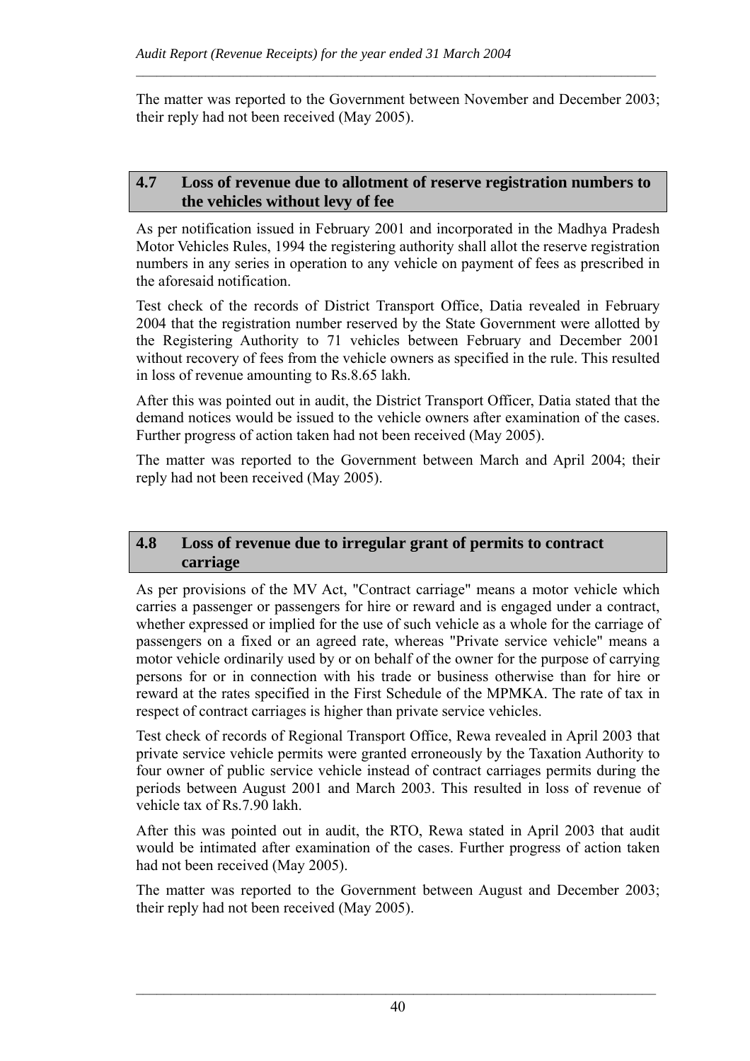The matter was reported to the Government between November and December 2003; their reply had not been received (May 2005).

## 4.7 Loss of revenue due to allotment of reserve registration numbers to the vehicles without levy of fee

As per notification issued in February 2001 and incorporated in the Madhya Pradesh Motor Vehicles Rules, 1994 the registering authority shall allot the reserve registration numbers in any series in operation to any vehicle on payment of fees as prescribed in the aforesaid notification.

Test check of the records of District Transport Office, Datia revealed in February 2004 that the registration number reserved by the State Government were allotted by the Registering Authority to 71 vehicles between February and December 2001 without recovery of fees from the vehicle owners as specified in the rule. This resulted in loss of revenue amounting to Rs.8.65 lakh.

After this was pointed out in audit, the District Transport Officer, Datia stated that the demand notices would be issued to the vehicle owners after examination of the cases. Further progress of action taken had not been received (May 2005).

The matter was reported to the Government between March and April 2004; their reply had not been received (May 2005).

## 4.8 Loss of revenue due to irregular grant of permits to contract carriage

As per provisions of the MV Act, "Contract carriage" means a motor vehicle which carries a passenger or passengers for hire or reward and is engaged under a contract, whether expressed or implied for the use of such vehicle as a whole for the carriage of passengers on a fixed or an agreed rate, whereas "Private service vehicle" means a motor vehicle ordinarily used by or on behalf of the owner for the purpose of carrying persons for or in connection with his trade or business otherwise than for hire or reward at the rates specified in the First Schedule of the MPMKA. The rate of tax in respect of contract carriages is higher than private service vehicles.

Test check of records of Regional Transport Office, Rewa revealed in April 2003 that private service vehicle permits were granted erroneously by the Taxation Authority to four owner of public service vehicle instead of contract carriages permits during the periods between August 2001 and March 2003. This resulted in loss of revenue of vehicle tax of Rs.7.90 lakh.

After this was pointed out in audit, the RTO, Rewa stated in April 2003 that audit would be intimated after examination of the cases. Further progress of action taken had not been received (May 2005).

The matter was reported to the Government between August and December 2003; their reply had not been received (May 2005).